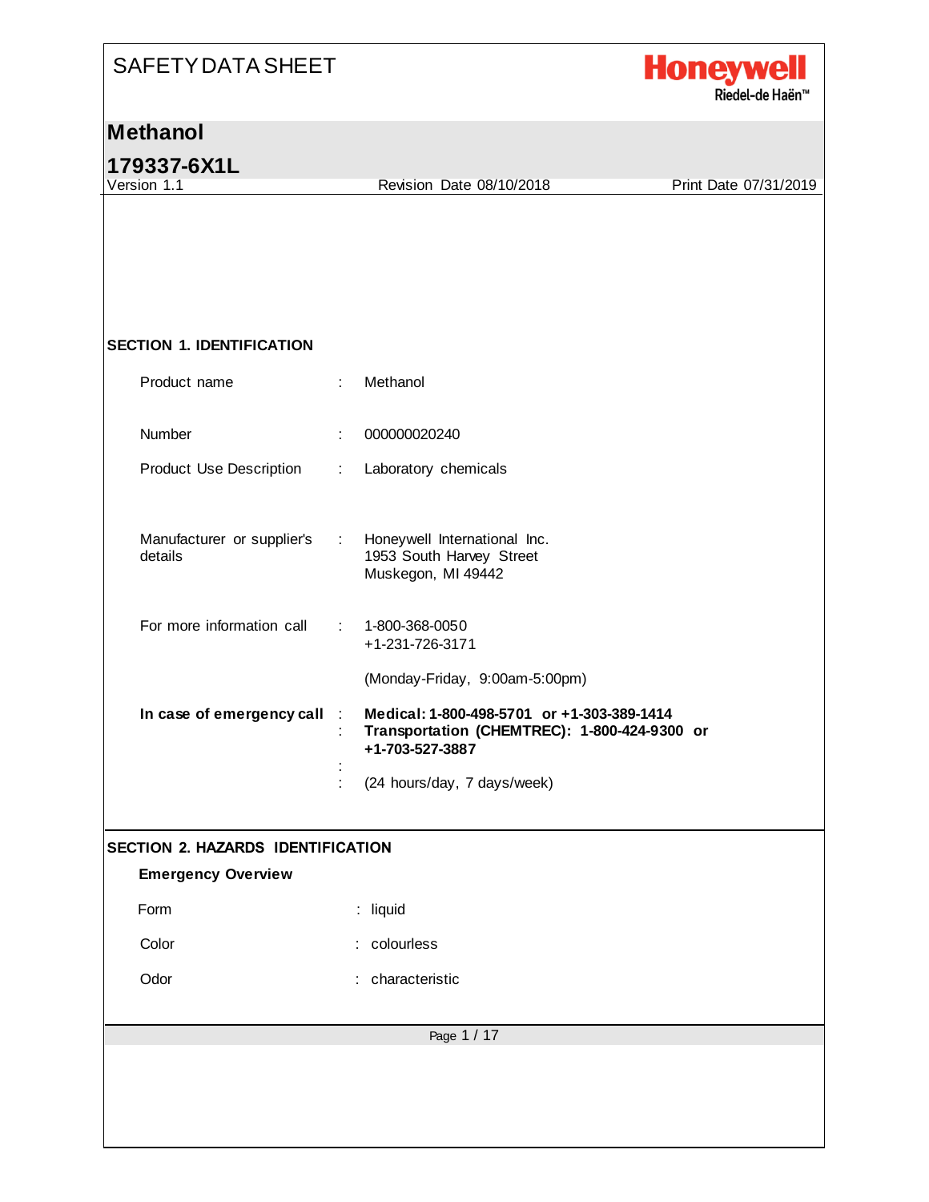# SAFETY DATA SHEET

Honeywell
Riedel-de Haën™

## Methanol

## 179337-6X1L

Version 1.1 | Revision Date 08/10/2018 | Print Date 07/31/2019

### SECTION 1. IDENTIFICATION

| | | |
|---|---|---|
| Product name | : | Methanol |
| Number | : | 000000020240 |
| Product Use Description | : | Laboratory chemicals |
| Manufacturer or supplier's details | : | Honeywell International Inc.<br>1953 South Harvey Street<br>Muskegon, MI 49442 |
| For more information call | : | 1-800-368-0050<br>+1-231-726-3171<br><br>(Monday-Friday, 9:00am-5:00pm) |
| **In case of emergency call** | : | **Medical: 1-800-498-5701 or +1-303-389-1414**<br>**Transportation (CHEMTREC): 1-800-424-9300 or +1-703-527-3887**<br><br>(24 hours/day, 7 days/week) |

### SECTION 2. HAZARDS IDENTIFICATION

**Emergency Overview**

| | | |
|---|---|---|
| Form | : | liquid |
| Color | : | colourless |
| Odor | : | characteristic |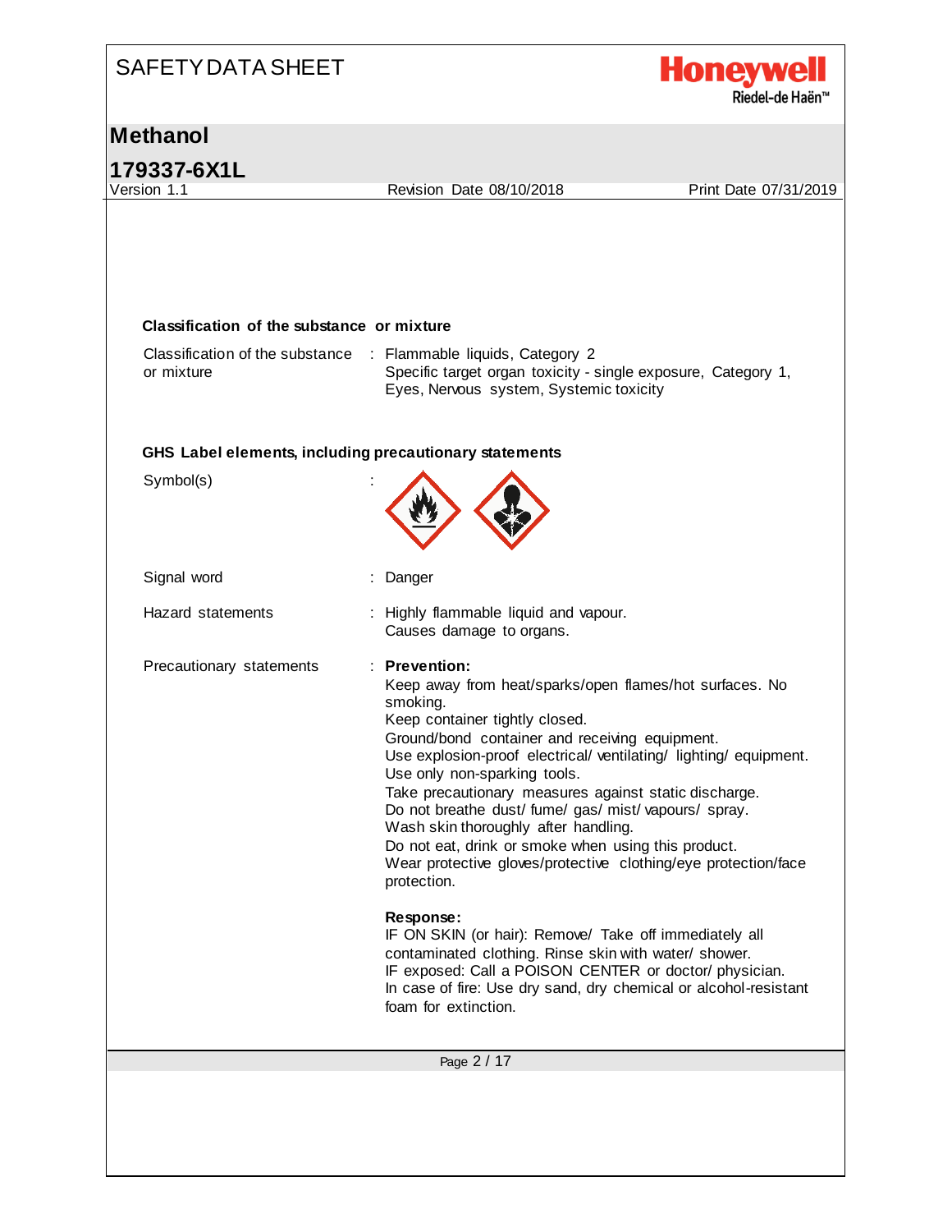### Classification of the substance or mixture

Classification of the substance or mixture : Flammable liquids, Category 2
Specific target organ toxicity - single exposure, Category 1, Eyes, Nervous system, Systemic toxicity

### GHS Label elements, including precautionary statements

Symbol(s) :

Signal word : Danger

Hazard statements : Highly flammable liquid and vapour.
Causes damage to organs.

Precautionary statements : **Prevention:**
Keep away from heat/sparks/open flames/hot surfaces. No smoking.
Keep container tightly closed.
Ground/bond container and receiving equipment.
Use explosion-proof electrical/ ventilating/ lighting/ equipment.
Use only non-sparking tools.
Take precautionary measures against static discharge.
Do not breathe dust/ fume/ gas/ mist/ vapours/ spray.
Wash skin thoroughly after handling.
Do not eat, drink or smoke when using this product.
Wear protective gloves/protective clothing/eye protection/face protection.

**Response:**
IF ON SKIN (or hair): Remove/ Take off immediately all contaminated clothing. Rinse skin with water/ shower.
IF exposed: Call a POISON CENTER or doctor/ physician.
In case of fire: Use dry sand, dry chemical or alcohol-resistant foam for extinction.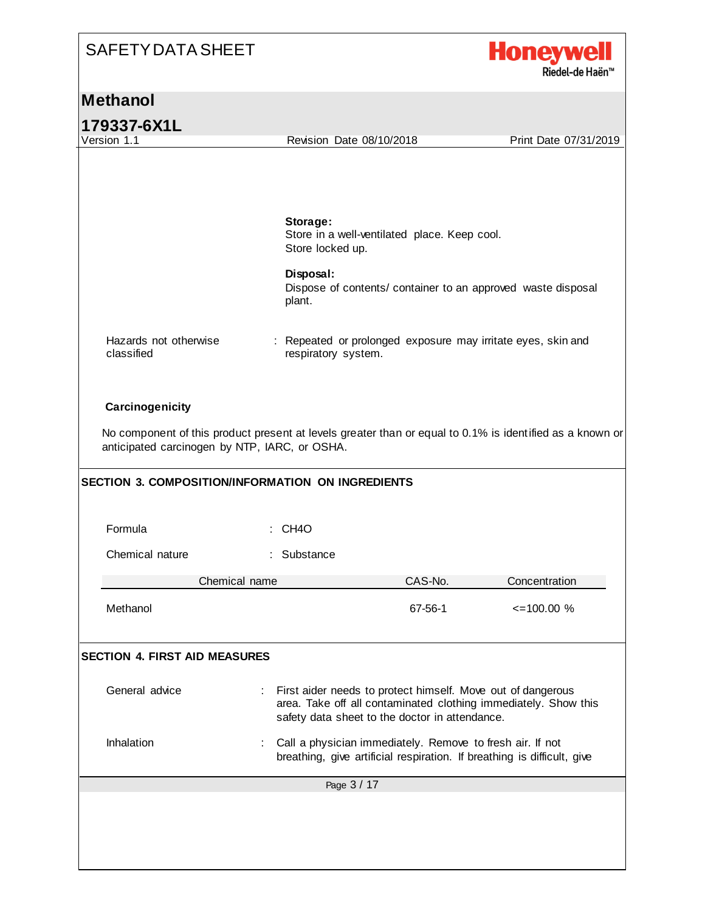**Storage:**
Store in a well-ventilated place. Keep cool.
Store locked up.

**Disposal:**
Dispose of contents/ container to an approved waste disposal plant.

Hazards not otherwise classified : Repeated or prolonged exposure may irritate eyes, skin and respiratory system.

**Carcinogenicity**

No component of this product present at levels greater than or equal to 0.1% is identified as a known or anticipated carcinogen by NTP, IARC, or OSHA.

## SECTION 3. COMPOSITION/INFORMATION ON INGREDIENTS

Formula : $CH_4O$

Chemical nature : Substance

| Chemical name | CAS-No. | Concentration |
|---|---|---|
| Methanol | 67-56-1 | <=100.00 % |

## SECTION 4. FIRST AID MEASURES

General advice : First aider needs to protect himself. Move out of dangerous area. Take off all contaminated clothing immediately. Show this safety data sheet to the doctor in attendance.

Inhalation : Call a physician immediately. Remove to fresh air. If not breathing, give artificial respiration. If breathing is difficult, give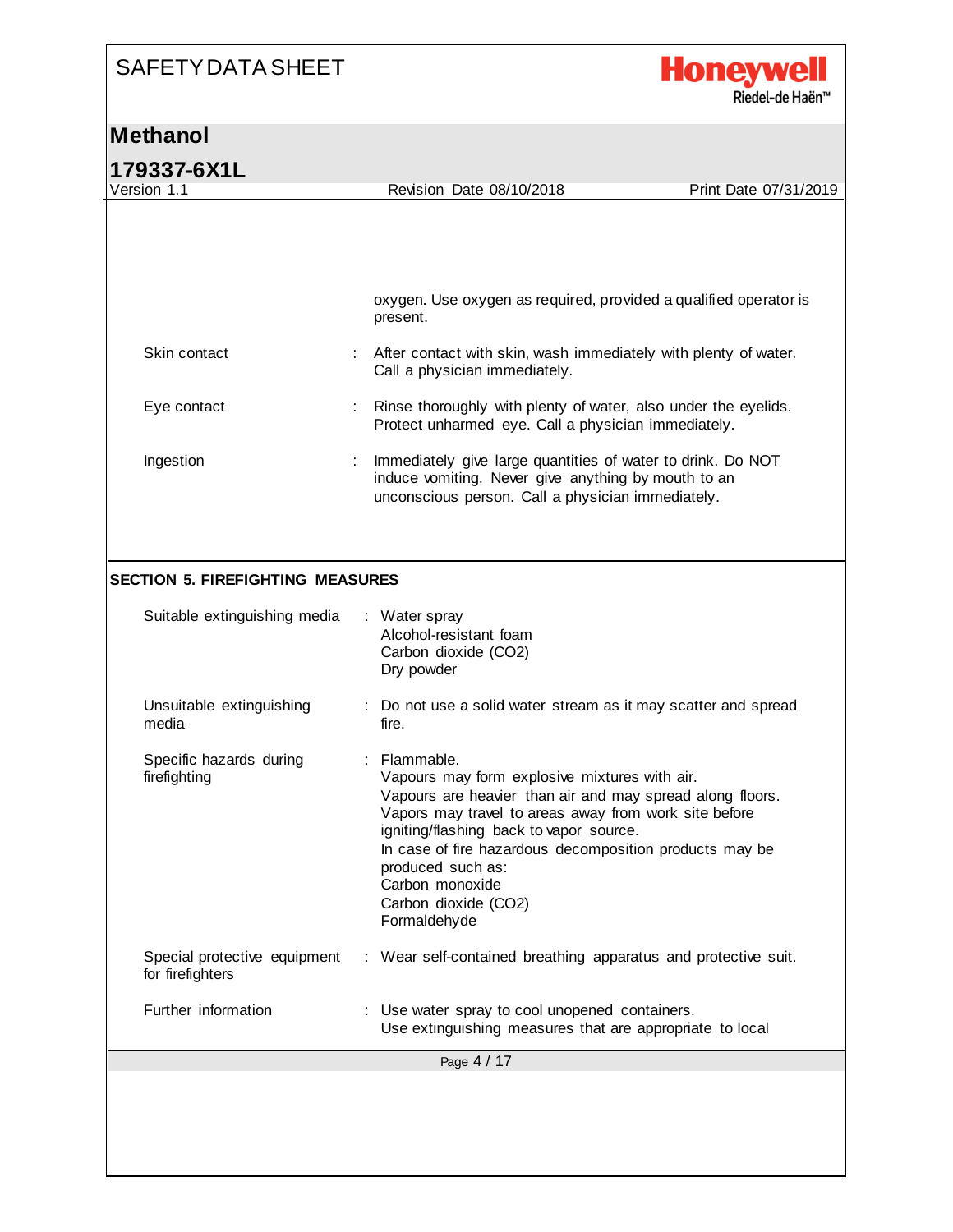oxygen. Use oxygen as required, provided a qualified operator is present.

| | |
|---|---|
| Skin contact | : After contact with skin, wash immediately with plenty of water. Call a physician immediately. |
| Eye contact | : Rinse thoroughly with plenty of water, also under the eyelids. Protect unharmed eye. Call a physician immediately. |
| Ingestion | : Immediately give large quantities of water to drink. Do NOT induce vomiting. Never give anything by mouth to an unconscious person. Call a physician immediately. |

## SECTION 5. FIREFIGHTING MEASURES

| | |
|---|---|
| Suitable extinguishing media | : Water spray<br>Alcohol-resistant foam<br>Carbon dioxide ($CO_2$)<br>Dry powder |
| Unsuitable extinguishing media | : Do not use a solid water stream as it may scatter and spread fire. |
| Specific hazards during firefighting | : Flammable.<br>Vapours may form explosive mixtures with air.<br>Vapours are heavier than air and may spread along floors.<br>Vapors may travel to areas away from work site before igniting/flashing back to vapor source.<br>In case of fire hazardous decomposition products may be produced such as:<br>Carbon monoxide<br>Carbon dioxide ($CO_2$)<br>Formaldehyde |
| Special protective equipment for firefighters | : Wear self-contained breathing apparatus and protective suit. |
| Further information | : Use water spray to cool unopened containers.<br>Use extinguishing measures that are appropriate to local |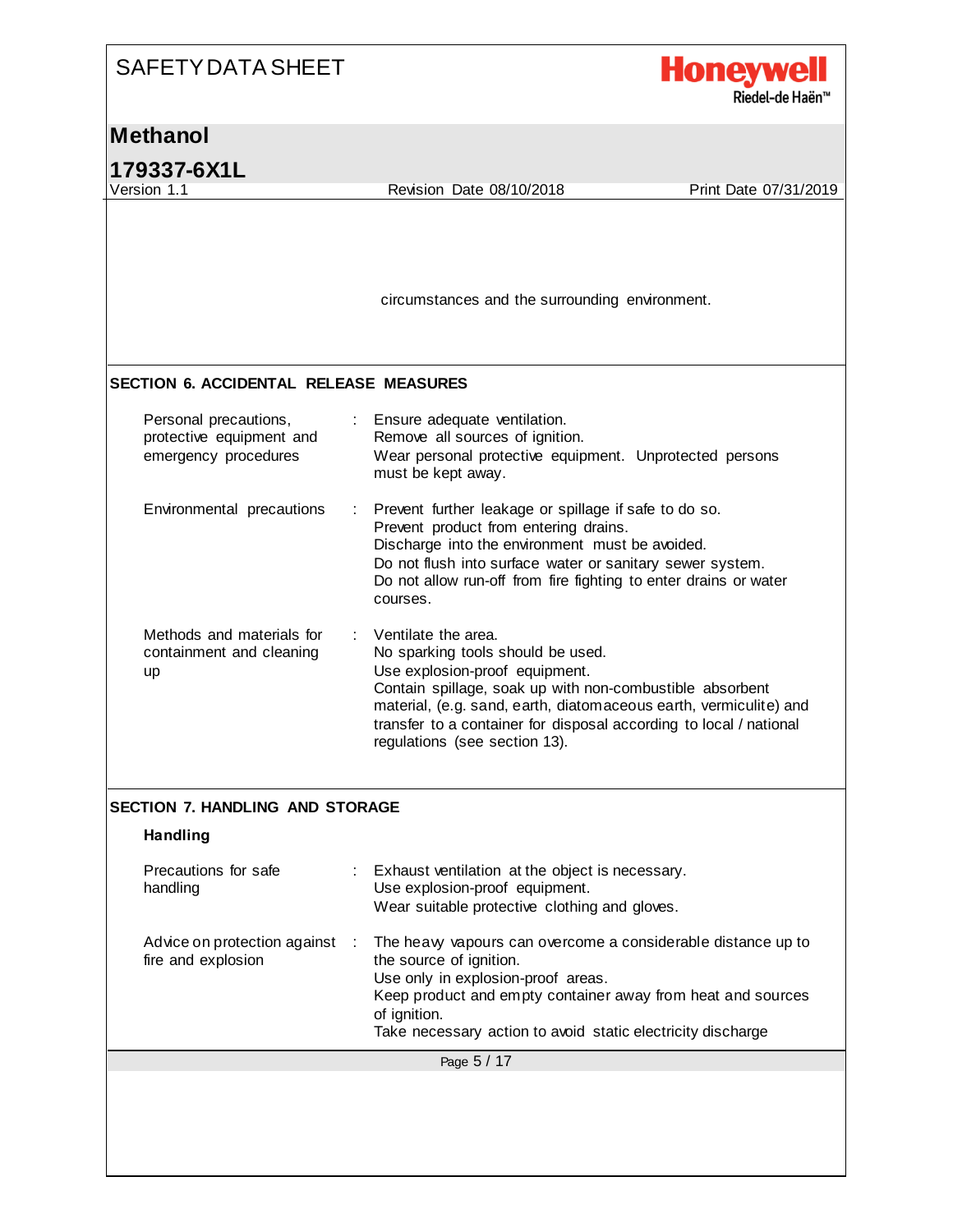circumstances and the surrounding environment.

## SECTION 6. ACCIDENTAL RELEASE MEASURES

| | |
|---|---|
| Personal precautions, protective equipment and emergency procedures | Ensure adequate ventilation.<br>Remove all sources of ignition.<br>Wear personal protective equipment. Unprotected persons must be kept away. |
| Environmental precautions | Prevent further leakage or spillage if safe to do so.<br>Prevent product from entering drains.<br>Discharge into the environment must be avoided.<br>Do not flush into surface water or sanitary sewer system.<br>Do not allow run-off from fire fighting to enter drains or water courses. |
| Methods and materials for containment and cleaning up | Ventilate the area.<br>No sparking tools should be used.<br>Use explosion-proof equipment.<br>Contain spillage, soak up with non-combustible absorbent material, (e.g. sand, earth, diatomaceous earth, vermiculite) and transfer to a container for disposal according to local / national regulations (see section 13). |

## SECTION 7. HANDLING AND STORAGE

### Handling

| | |
|---|---|
| Precautions for safe handling | Exhaust ventilation at the object is necessary.<br>Use explosion-proof equipment.<br>Wear suitable protective clothing and gloves. |
| Advice on protection against fire and explosion | The heavy vapours can overcome a considerable distance up to the source of ignition.<br>Use only in explosion-proof areas.<br>Keep product and empty container away from heat and sources of ignition.<br>Take necessary action to avoid static electricity discharge |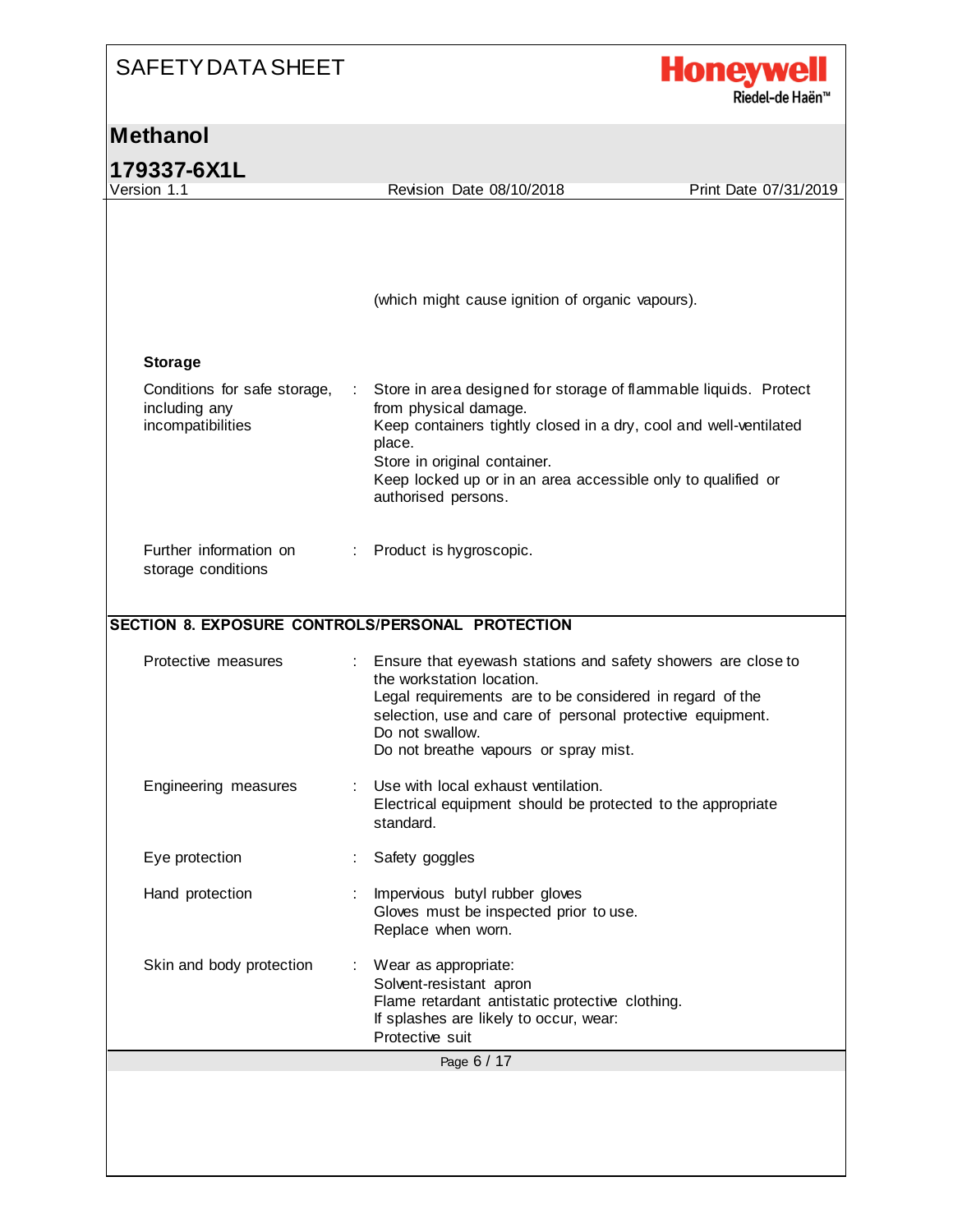(which might cause ignition of organic vapours).

### Storage

| | |
|---|---|
| Conditions for safe storage, including any incompatibilities | Store in area designed for storage of flammable liquids. Protect from physical damage.<br>Keep containers tightly closed in a dry, cool and well-ventilated place.<br>Store in original container.<br>Keep locked up or in an area accessible only to qualified or authorised persons. |
| Further information on storage conditions | Product is hygroscopic. |

## SECTION 8. EXPOSURE CONTROLS/PERSONAL PROTECTION

| | |
|---|---|
| Protective measures | Ensure that eyewash stations and safety showers are close to the workstation location.<br>Legal requirements are to be considered in regard of the selection, use and care of personal protective equipment.<br>Do not swallow.<br>Do not breathe vapours or spray mist. |
| Engineering measures | Use with local exhaust ventilation.<br>Electrical equipment should be protected to the appropriate standard. |
| Eye protection | Safety goggles |
| Hand protection | Impervious butyl rubber gloves<br>Gloves must be inspected prior to use.<br>Replace when worn. |
| Skin and body protection | Wear as appropriate:<br>Solvent-resistant apron<br>Flame retardant antistatic protective clothing.<br>If splashes are likely to occur, wear:<br>Protective suit |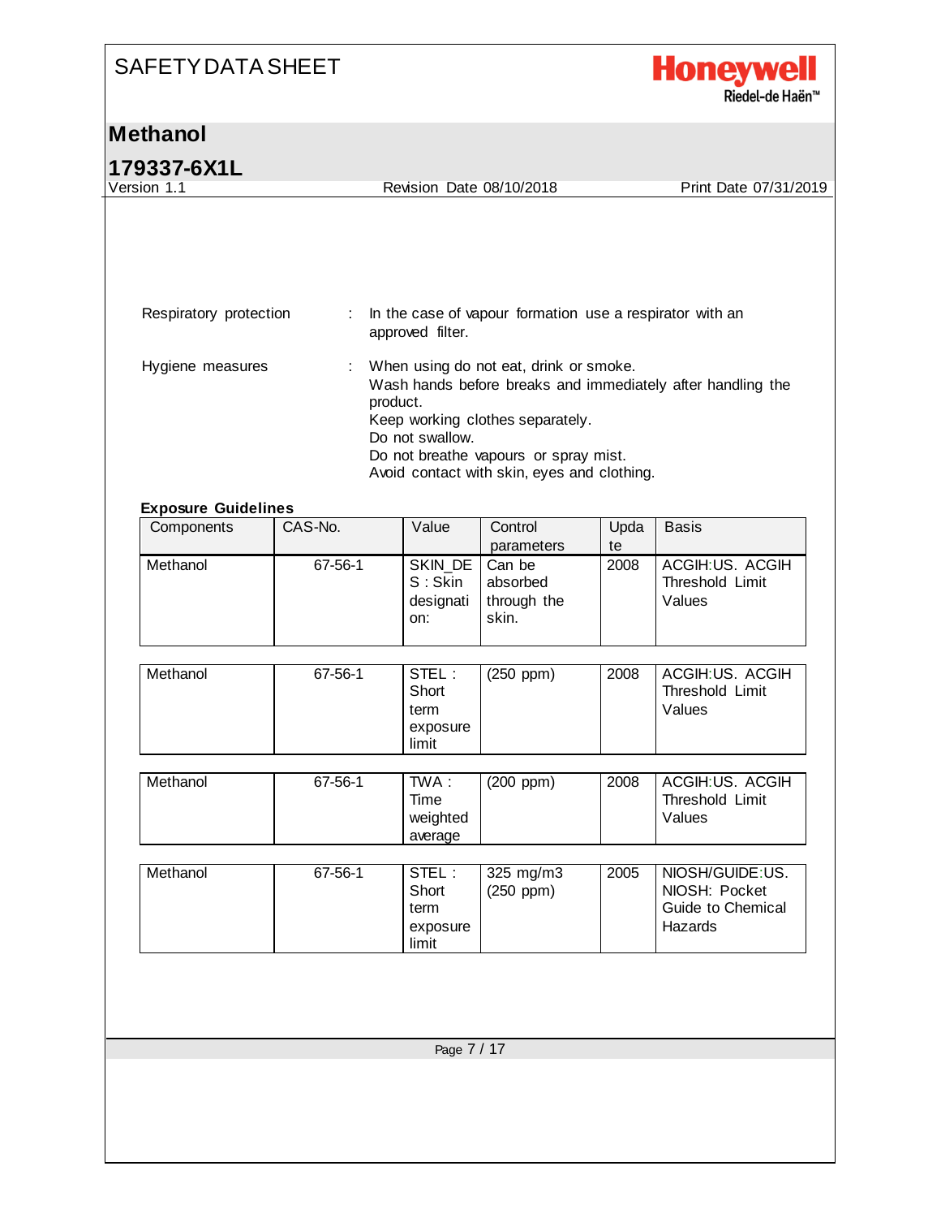Respiratory protection : In the case of vapour formation use a respirator with an approved filter.

Hygiene measures : When using do not eat, drink or smoke.
Wash hands before breaks and immediately after handling the product.
Keep working clothes separately.
Do not swallow.
Do not breathe vapours or spray mist.
Avoid contact with skin, eyes and clothing.

**Exposure Guidelines**

| Components | CAS-No. | Value | Control parameters | Update | Basis |
|---|---|---|---|---|---|
| Methanol | 67-56-1 | SKIN_DES : Skin designation: | Can be absorbed through the skin. | 2008 | ACGIH:US. ACGIH Threshold Limit Values |
| Methanol | 67-56-1 | STEL : Short term exposure limit | (250 ppm) | 2008 | ACGIH:US. ACGIH Threshold Limit Values |
| Methanol | 67-56-1 | TWA : Time weighted average | (200 ppm) | 2008 | ACGIH:US. ACGIH Threshold Limit Values |
| Methanol | 67-56-1 | STEL : Short term exposure limit | 325 mg/m3 (250 ppm) | 2005 | NIOSH/GUIDE:US. NIOSH: Pocket Guide to Chemical Hazards |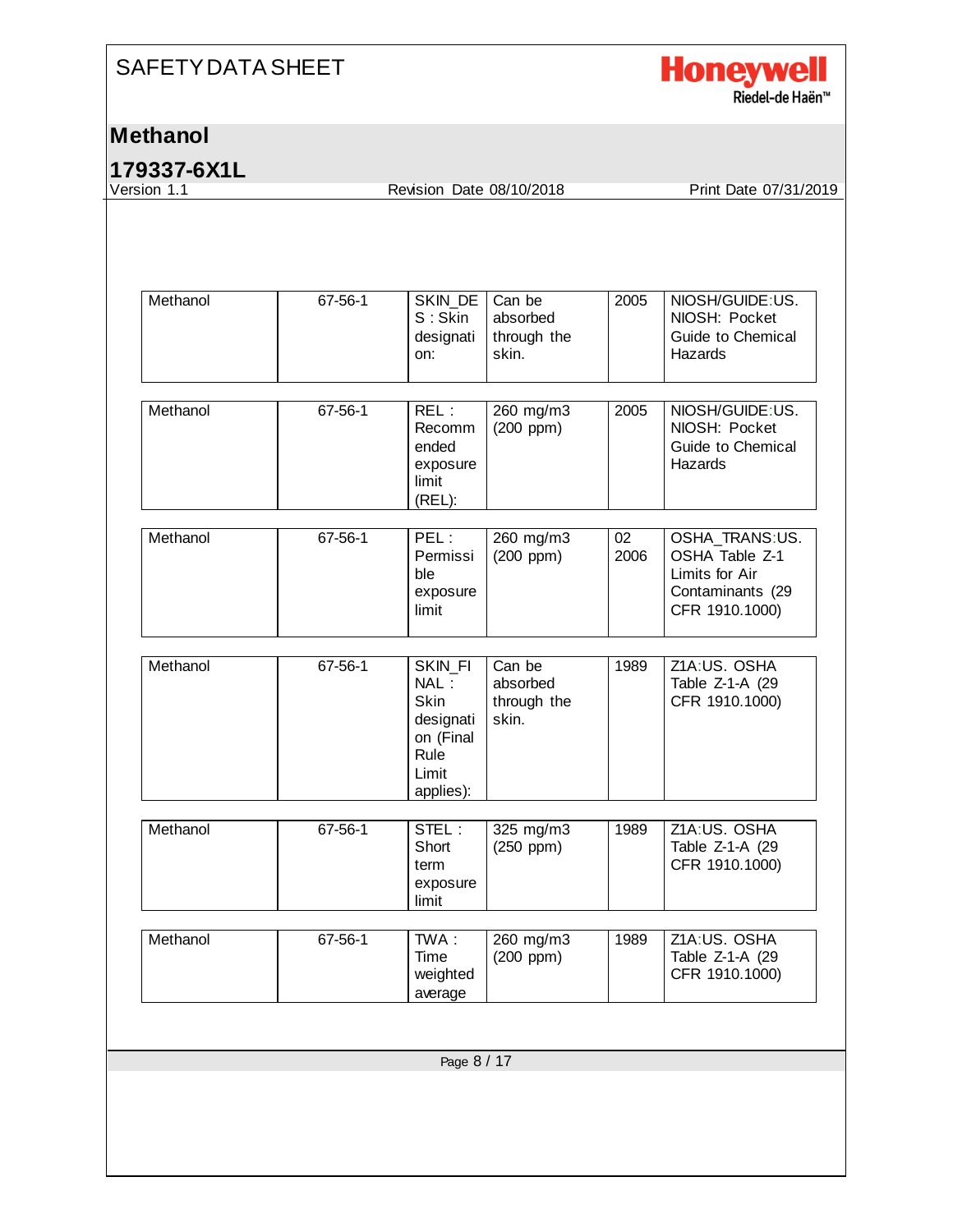| | | | | | |
|---|---|---|---|---|---|
| Methanol | 67-56-1 | SKIN_DES : Skin designation: | Can be absorbed through the skin. | 2005 | NIOSH/GUIDE:US. NIOSH: Pocket Guide to Chemical Hazards |
| Methanol | 67-56-1 | REL : Recommended exposure limit (REL): | 260 mg/m3 (200 ppm) | 2005 | NIOSH/GUIDE:US. NIOSH: Pocket Guide to Chemical Hazards |
| Methanol | 67-56-1 | PEL : Permissible exposure limit | 260 mg/m3 (200 ppm) | 02 2006 | OSHA_TRANS:US. OSHA Table Z-1 Limits for Air Contaminants (29 CFR 1910.1000) |
| Methanol | 67-56-1 | SKIN_FINAL : Skin designation (Final Rule Limit applies): | Can be absorbed through the skin. | 1989 | Z1A:US. OSHA Table Z-1-A (29 CFR 1910.1000) |
| Methanol | 67-56-1 | STEL : Short term exposure limit | 325 mg/m3 (250 ppm) | 1989 | Z1A:US. OSHA Table Z-1-A (29 CFR 1910.1000) |
| Methanol | 67-56-1 | TWA : Time weighted average | 260 mg/m3 (200 ppm) | 1989 | Z1A:US. OSHA Table Z-1-A (29 CFR 1910.1000) |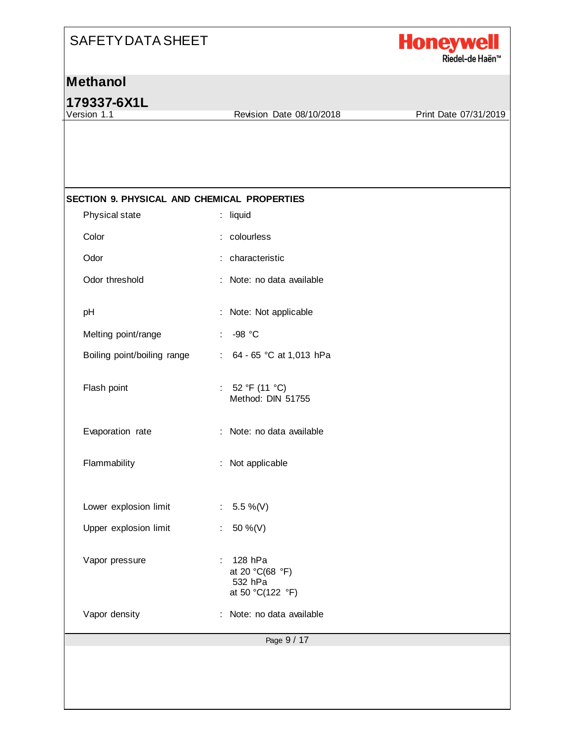## SECTION 9. PHYSICAL AND CHEMICAL PROPERTIES

| Property | Value |
| --- | --- |
| Physical state | liquid |
| Color | colourless |
| Odor | characteristic |
| Odor threshold | Note: no data available |
| pH | Note: Not applicable |
| Melting point/range | -98 °C |
| Boiling point/boiling range | 64 - 65 °C at 1,013 hPa |
| Flash point | 52 °F (11 °C)<br>Method: DIN 51755 |
| Evaporation rate | Note: no data available |
| Flammability | Not applicable |
| Lower explosion limit | 5.5 %(V) |
| Upper explosion limit | 50 %(V) |
| Vapor pressure | 128 hPa<br>at 20 °C(68 °F)<br>532 hPa<br>at 50 °C(122 °F) |
| Vapor density | Note: no data available |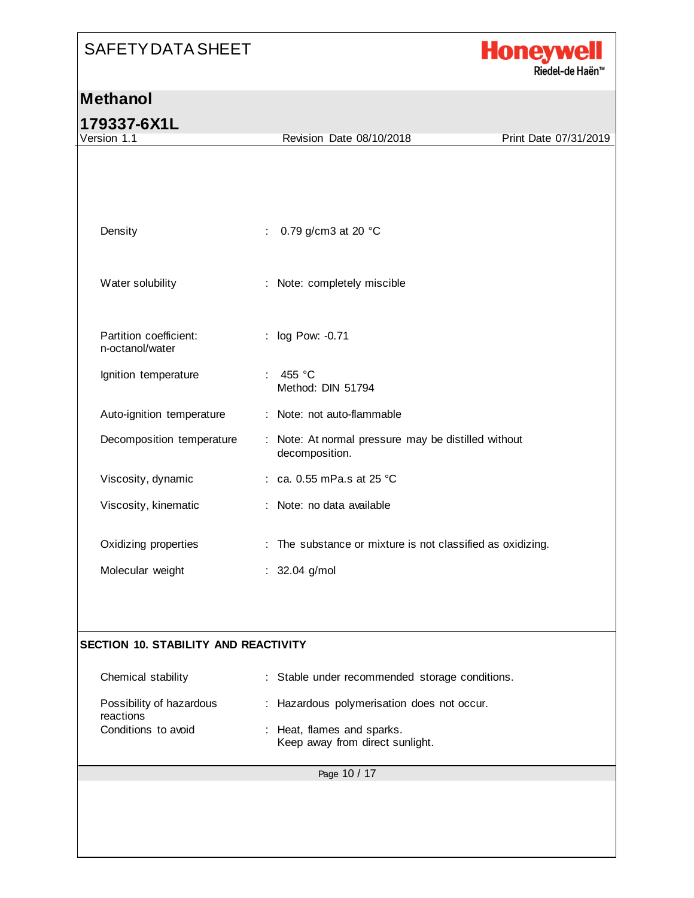| | | |
|---|---|---|
| Density | : | 0.79 g/cm3 at 20 °C |
| Water solubility | : | Note: completely miscible |
| Partition coefficient: n-octanol/water | : | log Pow: -0.71 |
| Ignition temperature | : | 455 °C<br>Method: DIN 51794 |
| Auto-ignition temperature | : | Note: not auto-flammable |
| Decomposition temperature | : | Note: At normal pressure may be distilled without decomposition. |
| Viscosity, dynamic | : | ca. 0.55 mPa.s at 25 °C |
| Viscosity, kinematic | : | Note: no data available |
| Oxidizing properties | : | The substance or mixture is not classified as oxidizing. |
| Molecular weight | : | 32.04 g/mol |

## SECTION 10. STABILITY AND REACTIVITY

| | | |
|---|---|---|
| Chemical stability | : | Stable under recommended storage conditions. |
| Possibility of hazardous reactions | : | Hazardous polymerisation does not occur. |
| Conditions to avoid | : | Heat, flames and sparks.<br>Keep away from direct sunlight. |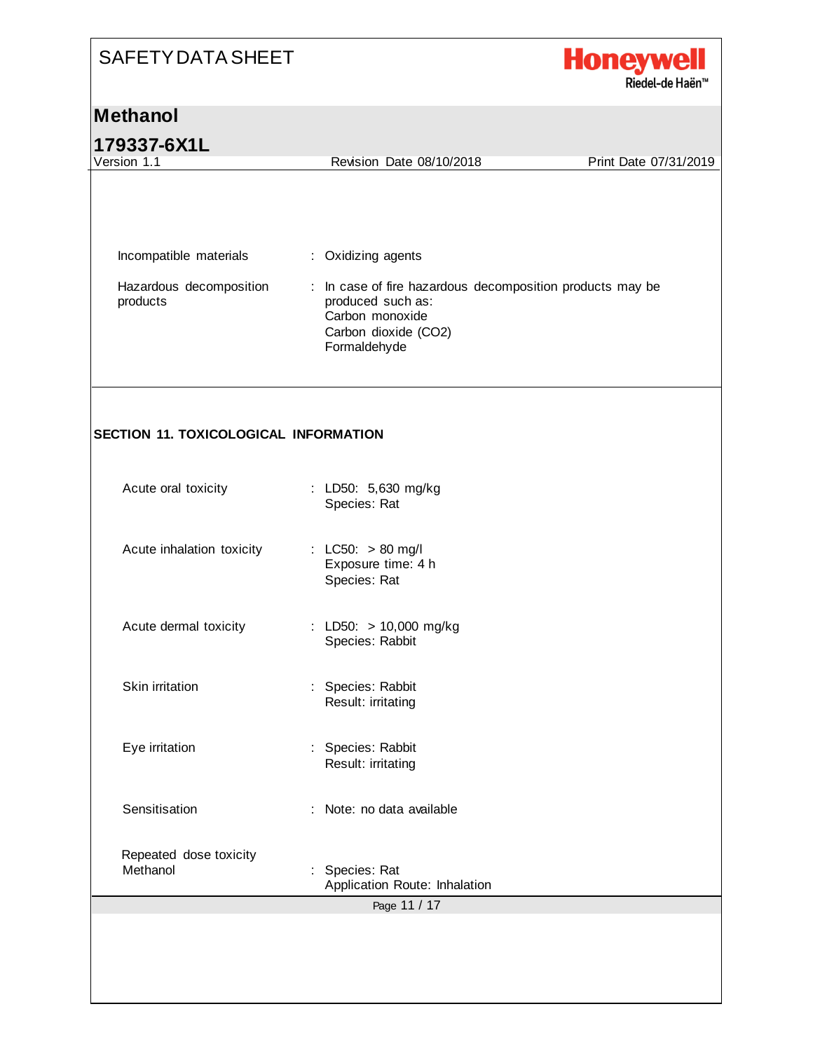Incompatible materials : Oxidizing agents

Hazardous decomposition products : In case of fire hazardous decomposition products may be produced such as:
Carbon monoxide
Carbon dioxide ($CO_2$)
Formaldehyde

## SECTION 11. TOXICOLOGICAL INFORMATION

Acute oral toxicity : LD50: 5,630 mg/kg
Species: Rat

Acute inhalation toxicity : LC50: > 80 mg/l
Exposure time: 4 h
Species: Rat

Acute dermal toxicity : LD50: > 10,000 mg/kg
Species: Rabbit

Skin irritation : Species: Rabbit
Result: irritating

Eye irritation : Species: Rabbit
Result: irritating

Sensitisation : Note: no data available

Repeated dose toxicity
Methanol : Species: Rat
Application Route: Inhalation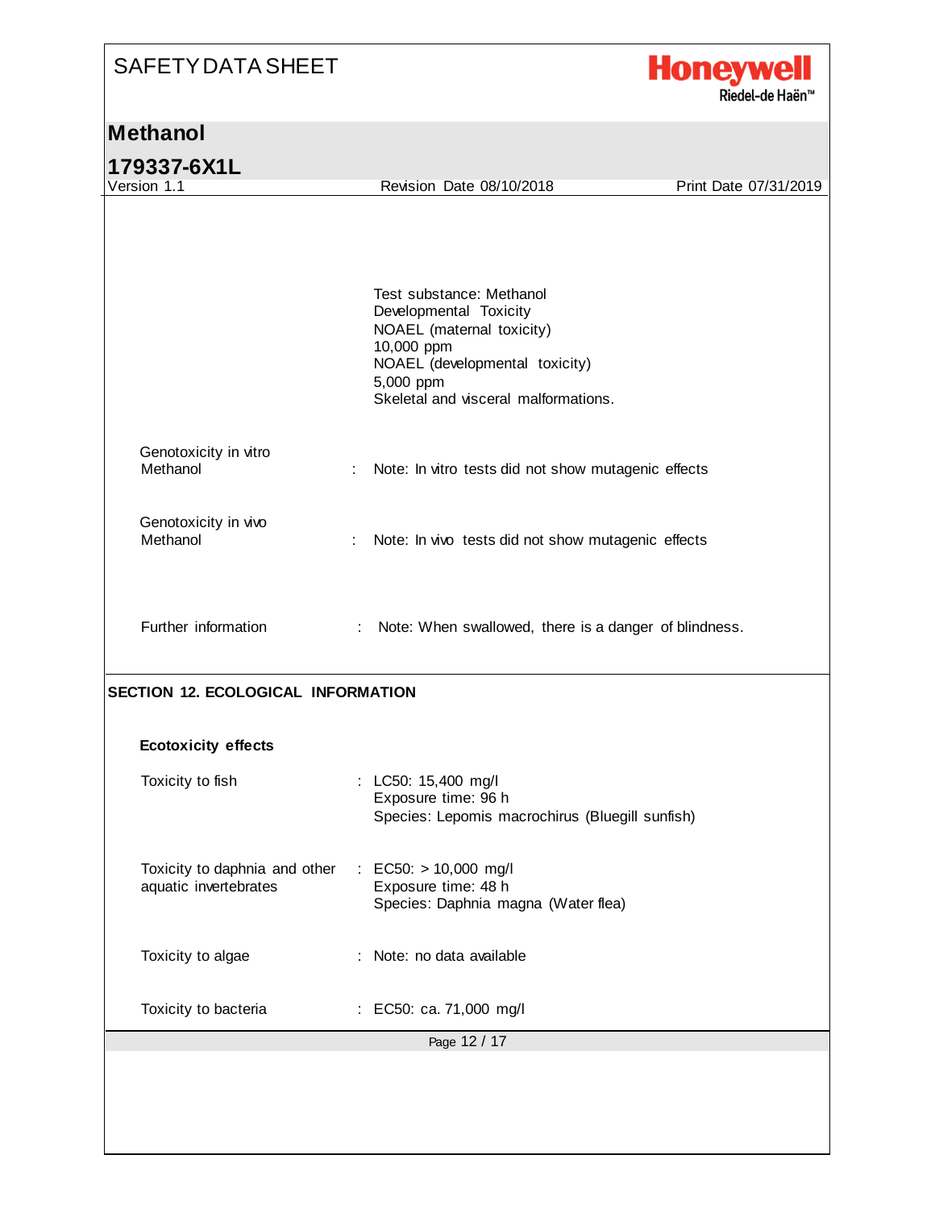Test substance: Methanol
Developmental Toxicity
NOAEL (maternal toxicity)
10,000 ppm
NOAEL (developmental toxicity)
5,000 ppm
Skeletal and visceral malformations.

Genotoxicity in vitro
Methanol : Note: In vitro tests did not show mutagenic effects

Genotoxicity in vivo
Methanol : Note: In vivo tests did not show mutagenic effects

Further information : Note: When swallowed, there is a danger of blindness.

## SECTION 12. ECOLOGICAL INFORMATION

### Ecotoxicity effects

Toxicity to fish : LC50: 15,400 mg/l
Exposure time: 96 h
Species: Lepomis macrochirus (Bluegill sunfish)

Toxicity to daphnia and other aquatic invertebrates : EC50: > 10,000 mg/l
Exposure time: 48 h
Species: Daphnia magna (Water flea)

Toxicity to algae : Note: no data available

Toxicity to bacteria : EC50: ca. 71,000 mg/l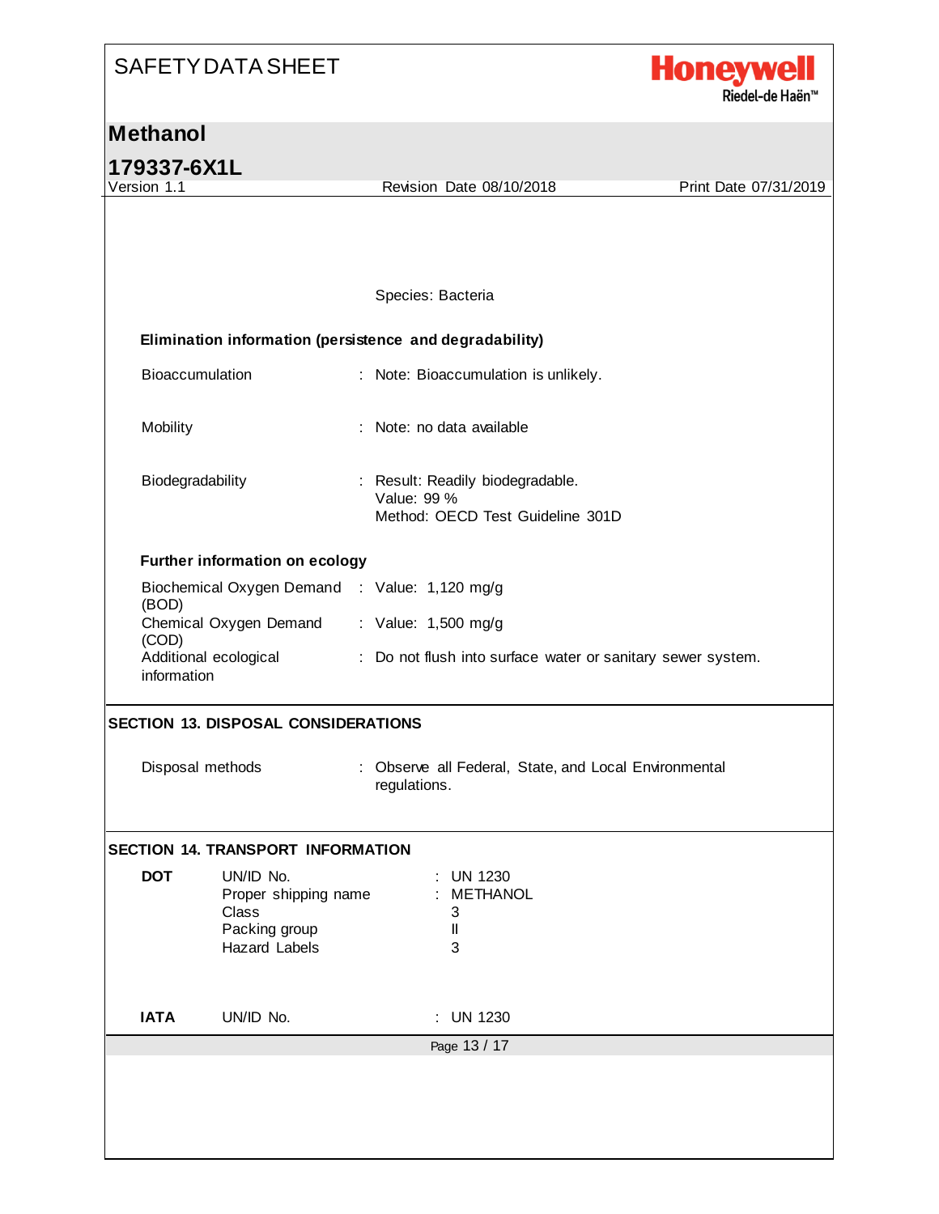Species: Bacteria

**Elimination information (persistence and degradability)**

| | |
|---|---|
| Bioaccumulation | : Note: Bioaccumulation is unlikely. |
| Mobility | : Note: no data available |
| Biodegradability | : Result: Readily biodegradable.<br>Value: 99 %<br>Method: OECD Test Guideline 301D |

**Further information on ecology**

| | |
|---|---|
| Biochemical Oxygen Demand (BOD) | : Value: 1,120 mg/g |
| Chemical Oxygen Demand (COD) | : Value: 1,500 mg/g |
| Additional ecological information | : Do not flush into surface water or sanitary sewer system. |

## SECTION 13. DISPOSAL CONSIDERATIONS

| | |
|---|---|
| Disposal methods | : Observe all Federal, State, and Local Environmental regulations. |

## SECTION 14. TRANSPORT INFORMATION

| | | |
|---|---|---|
| **DOT** | UN/ID No. | : UN 1230 |
| | Proper shipping name | : METHANOL |
| | Class | 3 |
| | Packing group | II |
| | Hazard Labels | 3 |
| **IATA** | UN/ID No. | : UN 1230 |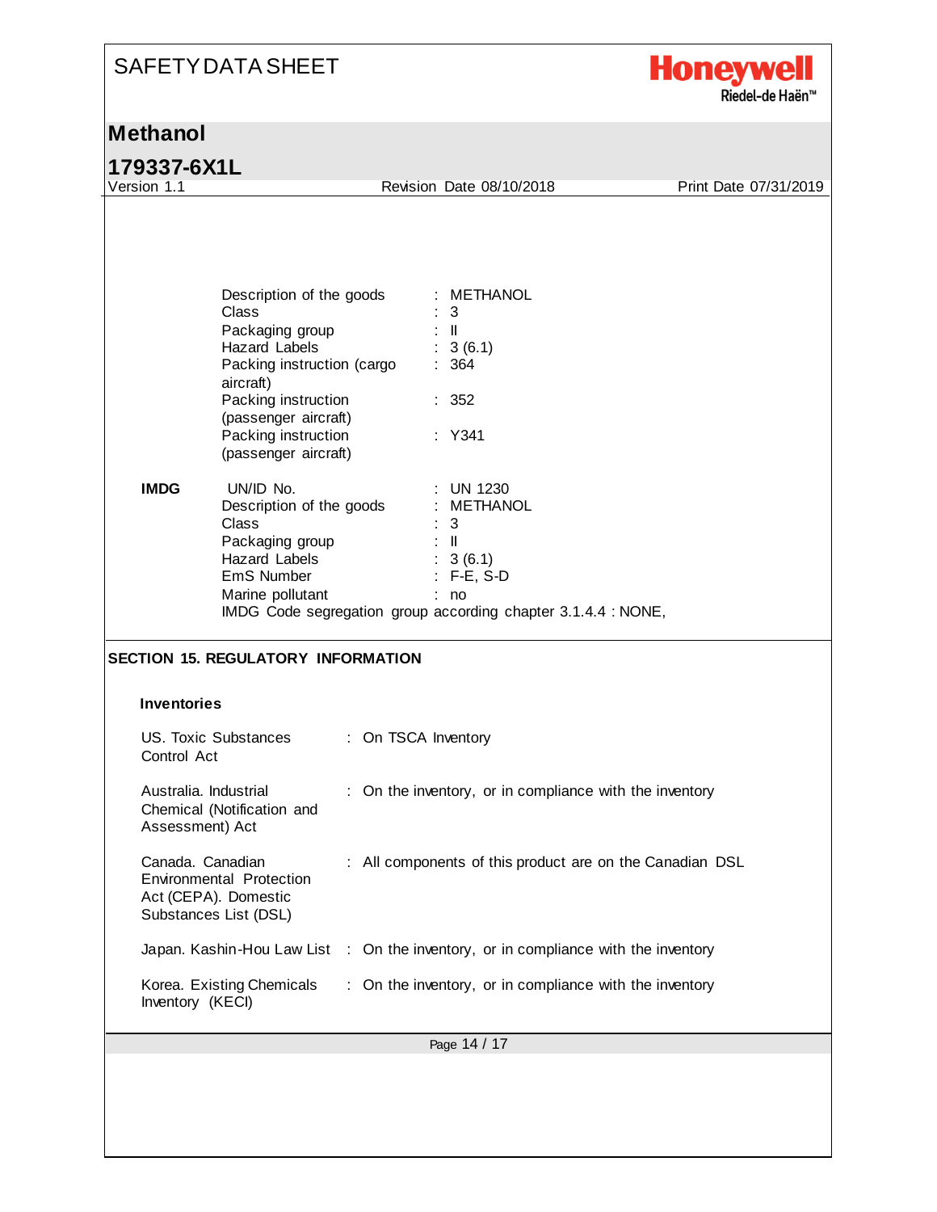| | | |
|---|---|---|
| | Description of the goods | : METHANOL |
| | Class | : 3 |
| | Packaging group | : II |
| | Hazard Labels | : 3 (6.1) |
| | Packing instruction (cargo aircraft) | : 364 |
| | Packing instruction (passenger aircraft) | : 352 |
| | Packing instruction (passenger aircraft) | : Y341 |
| **IMDG** | UN/ID No. | : UN 1230 |
| | Description of the goods | : METHANOL |
| | Class | : 3 |
| | Packaging group | : II |
| | Hazard Labels | : 3 (6.1) |
| | EmS Number | : F-E, S-D |
| | Marine pollutant | : no |

IMDG Code segregation group according chapter 3.1.4.4 : NONE,

## SECTION 15. REGULATORY INFORMATION

### Inventories

| | |
|---|---|
| US. Toxic Substances Control Act | : On TSCA Inventory |
| Australia. Industrial Chemical (Notification and Assessment) Act | : On the inventory, or in compliance with the inventory |
| Canada. Canadian Environmental Protection Act (CEPA). Domestic Substances List (DSL) | : All components of this product are on the Canadian DSL |
| Japan. Kashin-Hou Law List | : On the inventory, or in compliance with the inventory |
| Korea. Existing Chemicals Inventory (KECI) | : On the inventory, or in compliance with the inventory |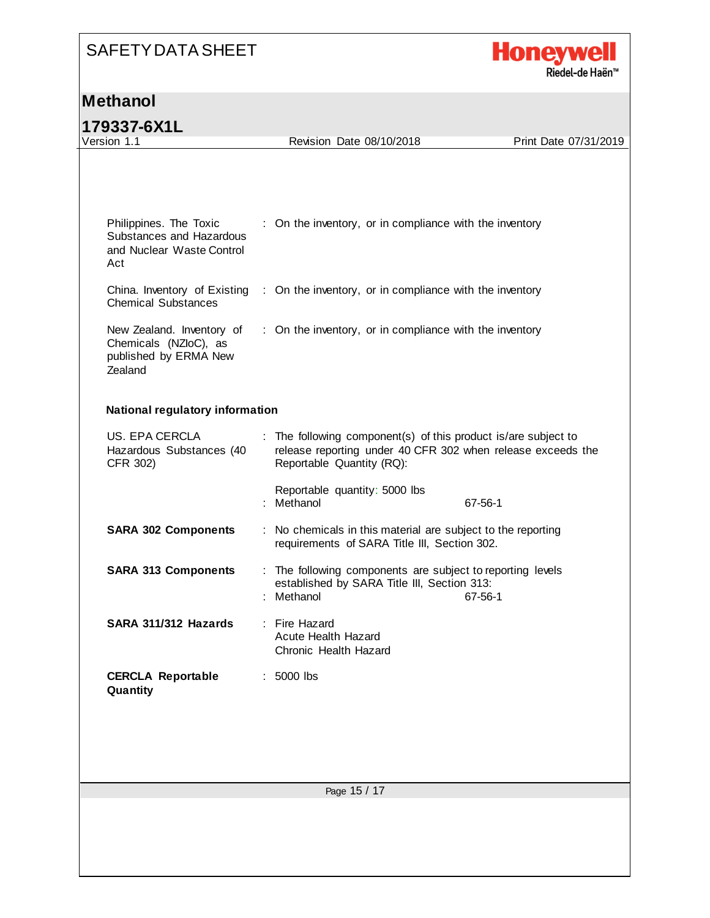| | |
|---|---|
| Philippines. The Toxic Substances and Hazardous and Nuclear Waste Control Act | : On the inventory, or in compliance with the inventory |
| China. Inventory of Existing Chemical Substances | : On the inventory, or in compliance with the inventory |
| New Zealand. Inventory of Chemicals (NZIoC), as published by ERMA New Zealand | : On the inventory, or in compliance with the inventory |

**National regulatory information**

| | |
|---|---|
| US. EPA CERCLA Hazardous Substances (40 CFR 302) | : The following component(s) of this product is/are subject to release reporting under 40 CFR 302 when release exceeds the Reportable Quantity (RQ): |
| | Reportable quantity: 5000 lbs |
| | : Methanol 67-56-1 |
| **SARA 302 Components** | : No chemicals in this material are subject to the reporting requirements of SARA Title III, Section 302. |
| **SARA 313 Components** | : The following components are subject to reporting levels established by SARA Title III, Section 313: |
| | : Methanol 67-56-1 |
| **SARA 311/312 Hazards** | : Fire Hazard<br>Acute Health Hazard<br>Chronic Health Hazard |
| **CERCLA Reportable Quantity** | : 5000 lbs |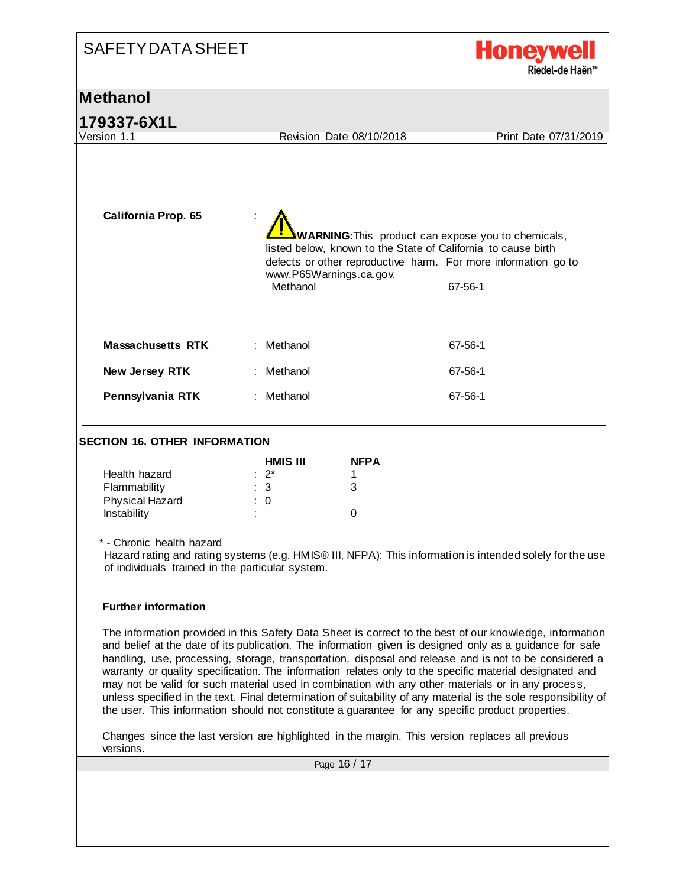**California Prop. 65** : **WARNING:** This product can expose you to chemicals, listed below, known to the State of California to cause birth defects or other reproductive harm. For more information go to www.P65Warnings.ca.gov.

| | |
|---|---|
| Methanol | 67-56-1 |

| | | |
|---|---|---|
| **Massachusetts RTK** | : Methanol | 67-56-1 |
| **New Jersey RTK** | : Methanol | 67-56-1 |
| **Pennsylvania RTK** | : Methanol | 67-56-1 |

## SECTION 16. OTHER INFORMATION

| | HMIS III | NFPA |
|---|---|---|
| Health hazard | : 2* | 1 |
| Flammability | : 3 | 3 |
| Physical Hazard | : 0 | |
| Instability | : | 0 |

* - Chronic health hazard

Hazard rating and rating systems (e.g. HMIS® III, NFPA): This information is intended solely for the use of individuals trained in the particular system.

**Further information**

The information provided in this Safety Data Sheet is correct to the best of our knowledge, information and belief at the date of its publication. The information given is designed only as a guidance for safe handling, use, processing, storage, transportation, disposal and release and is not to be considered a warranty or quality specification. The information relates only to the specific material designated and may not be valid for such material used in combination with any other materials or in any process, unless specified in the text. Final determination of suitability of any material is the sole responsibility of the user. This information should not constitute a guarantee for any specific product properties.

Changes since the last version are highlighted in the margin. This version replaces all previous versions.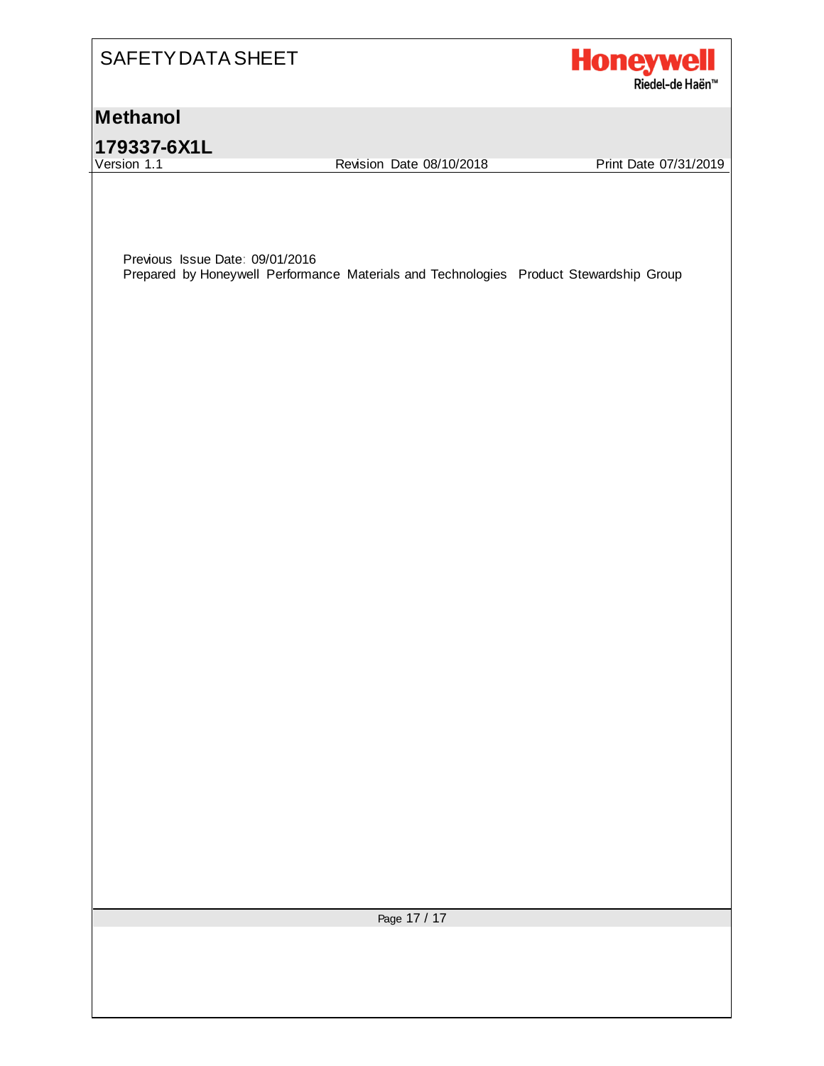Previous Issue Date: 09/01/2016

Prepared by Honeywell Performance Materials and Technologies Product Stewardship Group